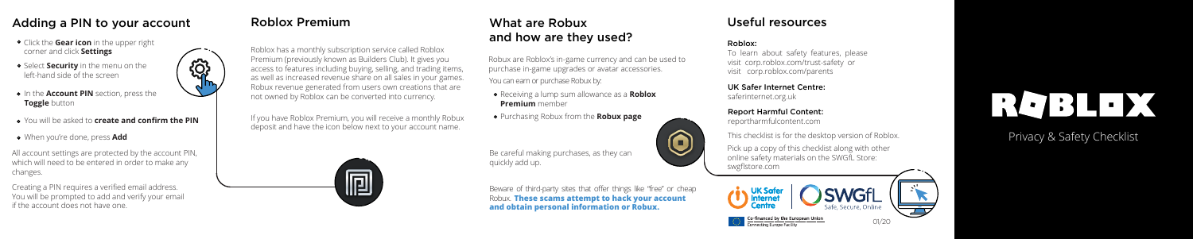## Adding a PIN to your account

- Click the **Gear icon** in the upper right corner and click **Settings**
- Select **Security** in the menu on the left-hand side of the screen
- In the **Account PIN** section, press the **Toggle** button
- You will be asked to **create and confirm the PIN**
- When you're done, press **Add**

All account settings are protected by the account PIN, which will need to be entered in order to make any changes.

Creating a PIN requires a verified email address. You will be prompted to add and verify your email if the account does not have one.

## Roblox Premium

Roblox has a monthly subscription service called Roblox Premium (previously known as Builders Club). It gives you access to features including buying, selling, and trading items, as well as increased revenue share on all sales in your games. Robux revenue generated from users own creations that are not owned by Roblox can be converted into currency.

If you have Roblox Premium, you will receive a monthly Robux deposit and have the icon below next to your account name.

## What are Robux and how are they used?

Robux are Roblox's in-game currency and can be used to purchase in-game upgrades or avatar accessories.

You can earn or purchase Robux by:

- Receiving a lump sum allowance as a **Roblox Premium** member
- Purchasing Robux from the **Robux page**

Be careful making purchases, as they can quickly add up.

Beware of third-party sites that offer things like "free" or cheap Robux. **These scams attempt to hack your account and obtain personal information or Robux.**

## Useful resources

**Roblox:**

To learn about safety features, please visit corp.roblox.com/trust-safety or visit corp.roblox.com/parents

**UK Safer Internet Centre:**

saferinternet.org.uk

**Report Harmful Content:**

reportharmfulcontent.com

This checklist is for the desktop version of Roblox.

Pick up a copy of this checklist along with other online safety materials on the SWGfL Store: swgflstore.com

UK Safer Internet Centre | SWGfL Safe, Secure, Online

Co-financed by the European Union Connecting Europe Facility

01/20

# ROBLOX

Privacy & Safety Checklist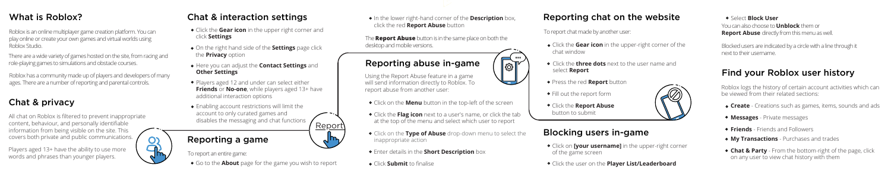## What is Roblox?

Roblox is an online multiplayer game creation platform. You can play online or create your own games and virtual worlds using Roblox Studio.

There are a wide variety of games hosted on the site, from racing and role-playing games to simulations and obstacle courses.

Roblox has a community made up of players and developers of many ages. There are a number of reporting and parental controls.

## Chat & privacy

All chat on Roblox is filtered to prevent inappropriate content, behaviour, and personally identifiable information from being visible on the site. This covers both private and public communications.

Players aged 13+ have the ability to use more words and phrases than younger players.

## Chat & interaction settings

- Click the **Gear icon** in the upper right corner and click **Settings**
- On the right hand side of the **Settings** page click the **Privacy** option
- Here you can adjust the **Contact Settings** and **Other Settings**
- Players aged 12 and under can select either **Friends** or **No-one**, while players aged 13+ have additional interaction options
- Enabling account restrictions will limit the account to only curated games and disables the messaging and chat functions

Report

## Reporting a game

To report an entire game:

- Go to the **About** page for the game you wish to report
- In the lower right-hand corner of the **Description** box, click the red **Report Abuse** button

The **Report Abuse** button is in the same place on both the desktop and mobile versions.

## Reporting abuse in-game

Using the Report Abuse feature in a game will send information directly to Roblox. To report abuse from another user:

- Click on the **Menu** button in the top-left of the screen
- Click the **Flag icon** next to a user's name, or click the tab at the top of the menu and select which user to report
- Click on the **Type of Abuse** drop-down menu to select the inappropriate action
- Enter details in the **Short Description** box
- Click **Submit** to finalise

## Reporting chat on the website

To report chat made by another user:

- Click the **Gear icon** in the upper-right corner of the chat window
- Click the **three dots** next to the user name and select **Report**
- Press the red **Report** button
- Fill out the report form
- Click the **Report Abuse** button to submit

## Blocking users in-game

- Click on **[your username]** in the upper-right corner of the game screen
- Click the user on the **Player List/Leaderboard**
- Select **Block User**

You can also choose to **Unblock** them or **Report Abuse** directly from this menu as well.

Blocked users are indicated by a circle with a line through it next to their username.

## Find your Roblox user history

Roblox logs the history of certain account activities which can be viewed from their related sections:

- **Create** - Creations such as games, items, sounds and ads
- **Messages** - Private messages
- **Friends** - Friends and Followers
- **My Transactions** - Purchases and trades
- **Chat & Party** - From the bottom-right of the page, click on any user to view chat history with them